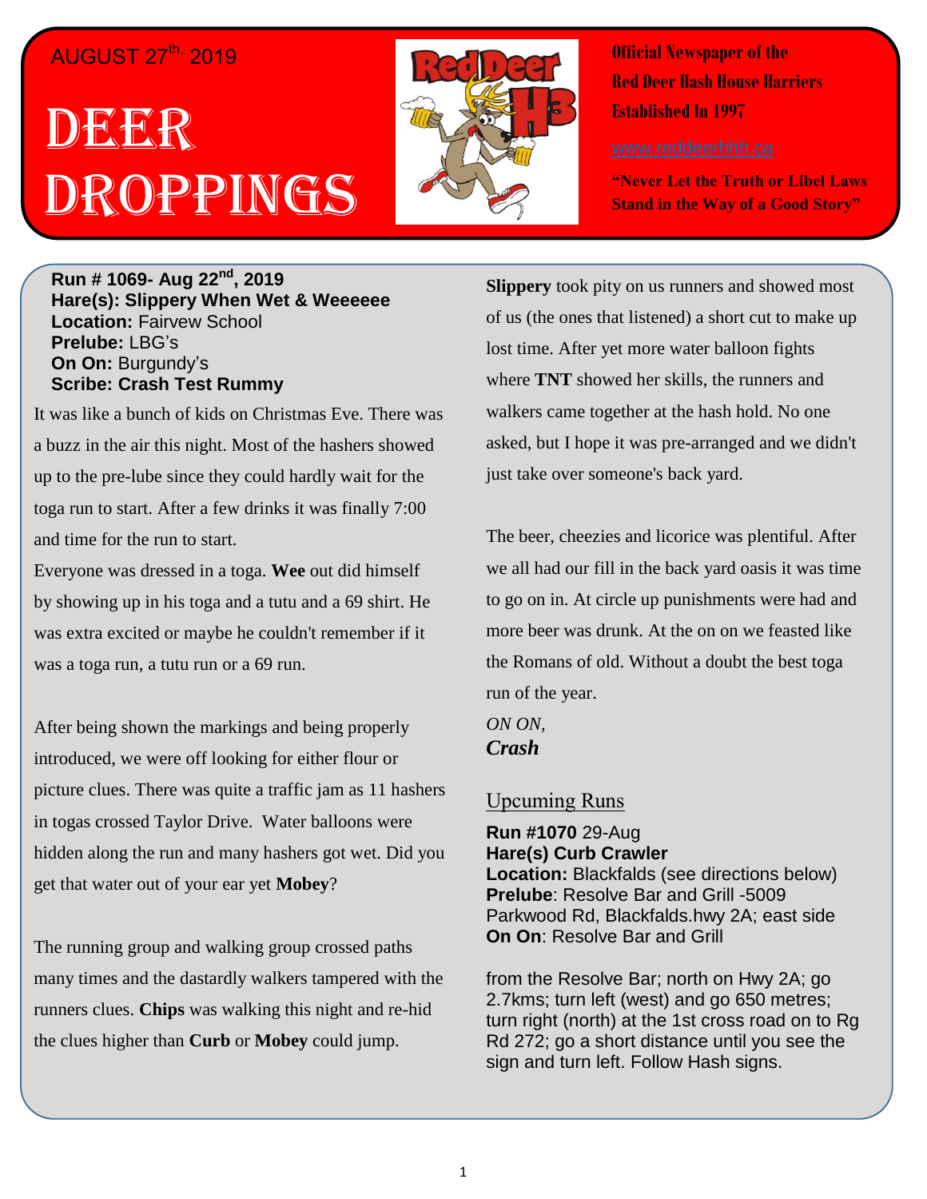AUGUST 27th, 2019

# DEER DROPPINGS

**Official Newspaper of the Red Deer Hash House Harriers Established In 1997**

www.reddeerhhh.ca

**"Never Let the Truth or Libel Laws Stand in the Way of a Good Story"**

**Run # 1069- Aug 22nd, 2019**
**Hare(s): Slippery When Wet & Weeeeee**
**Location:** Fairvew School
**Prelube:** LBG's
**On On:** Burgundy's
**Scribe: Crash Test Rummy**

It was like a bunch of kids on Christmas Eve. There was a buzz in the air this night. Most of the hashers showed up to the pre-lube since they could hardly wait for the toga run to start. After a few drinks it was finally 7:00 and time for the run to start.

Everyone was dressed in a toga. **Wee** out did himself by showing up in his toga and a tutu and a 69 shirt. He was extra excited or maybe he couldn't remember if it was a toga run, a tutu run or a 69 run.

After being shown the markings and being properly introduced, we were off looking for either flour or picture clues. There was quite a traffic jam as 11 hashers in togas crossed Taylor Drive. Water balloons were hidden along the run and many hashers got wet. Did you get that water out of your ear yet **Mobey**?

The running group and walking group crossed paths many times and the dastardly walkers tampered with the runners clues. **Chips** was walking this night and re-hid the clues higher than **Curb** or **Mobey** could jump.

**Slippery** took pity on us runners and showed most of us (the ones that listened) a short cut to make up lost time. After yet more water balloon fights where **TNT** showed her skills, the runners and walkers came together at the hash hold. No one asked, but I hope it was pre-arranged and we didn't just take over someone's back yard.

The beer, cheezies and licorice was plentiful. After we all had our fill in the back yard oasis it was time to go on in. At circle up punishments were had and more beer was drunk. At the on on we feasted like the Romans of old. Without a doubt the best toga run of the year.

*ON ON,*
***Crash***

## Upcuming Runs

**Run #1070** 29-Aug
**Hare(s) Curb Crawler**
**Location:** Blackfalds (see directions below)
**Prelube**: Resolve Bar and Grill -5009 Parkwood Rd, Blackfalds.hwy 2A; east side
**On On**: Resolve Bar and Grill

from the Resolve Bar; north on Hwy 2A; go 2.7kms; turn left (west) and go 650 metres; turn right (north) at the 1st cross road on to Rg Rd 272; go a short distance until you see the sign and turn left. Follow Hash signs.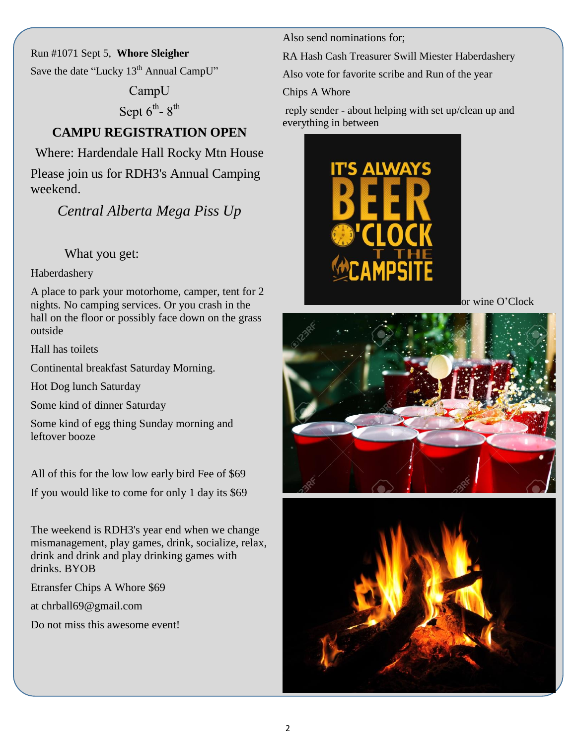Run #1071 Sept 5, **Whore Sleigher**

Save the date "Lucky 13th Annual CampU"

CampU

Sept 6th- 8th

## CAMPU REGISTRATION OPEN

Where: Hardendale Hall Rocky Mtn House

Please join us for RDH3's Annual Camping weekend.

*Central Alberta Mega Piss Up*

What you get:

Haberdashery

A place to park your motorhome, camper, tent for 2 nights. No camping services. Or you crash in the hall on the floor or possibly face down on the grass outside

Hall has toilets

Continental breakfast Saturday Morning.

Hot Dog lunch Saturday

Some kind of dinner Saturday

Some kind of egg thing Sunday morning and leftover booze

All of this for the low low early bird Fee of $69

If you would like to come for only 1 day its $69

The weekend is RDH3's year end when we change mismanagement, play games, drink, socialize, relax, drink and drink and play drinking games with drinks. BYOB

Etransfer Chips A Whore $69

at chrball69@gmail.com

Do not miss this awesome event!

Also send nominations for;

RA Hash Cash Treasurer Swill Miester Haberdashery

Also vote for favorite scribe and Run of the year

Chips A Whore

reply sender - about helping with set up/clean up and everything in between

or wine O'Clock